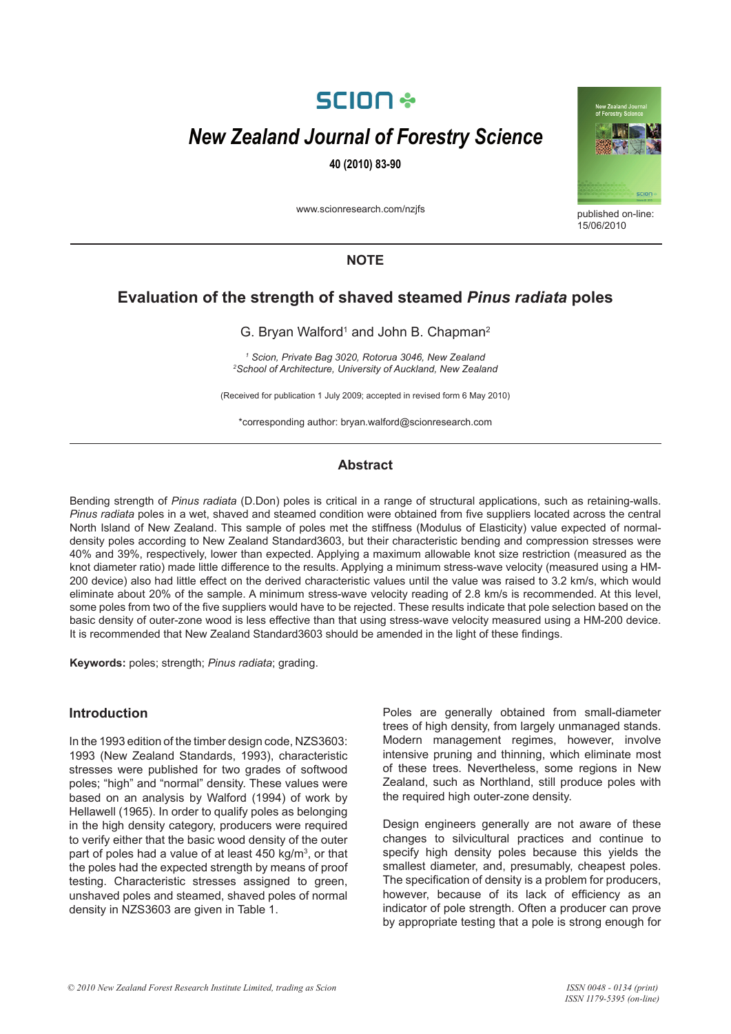NOTE

# Evaluation of the strength of shaved steamed *Pinus radiata* poles

G. Bryan Walford[1] and John B. Chapman[2]

[1] *Scion, Private Bag 3020, Rotorua 3046, New Zealand*
[2] *School of Architecture, University of Auckland, New Zealand*

(Received for publication 1 July 2009; accepted in revised form 6 May 2010)

*corresponding author: bryan.walford@scionresearch.com

## Abstract

Bending strength of *Pinus radiata* (D.Don) poles is critical in a range of structural applications, such as retaining-walls. *Pinus radiata* poles in a wet, shaved and steamed condition were obtained from five suppliers located across the central North Island of New Zealand. This sample of poles met the stiffness (Modulus of Elasticity) value expected of normal-density poles according to New Zealand Standard3603, but their characteristic bending and compression stresses were 40% and 39%, respectively, lower than expected. Applying a maximum allowable knot size restriction (measured as the knot diameter ratio) made little difference to the results. Applying a minimum stress-wave velocity (measured using a HM-200 device) also had little effect on the derived characteristic values until the value was raised to 3.2 km/s, which would eliminate about 20% of the sample. A minimum stress-wave velocity reading of 2.8 km/s is recommended. At this level, some poles from two of the five suppliers would have to be rejected. These results indicate that pole selection based on the basic density of outer-zone wood is less effective than using stress-wave velocity measured using a HM-200 device. It is recommended that New Zealand Standard3603 should be amended in the light of these findings.

**Keywords:** poles; strength; *Pinus radiata*; grading.

## Introduction

In the 1993 edition of the timber design code, NZS3603: 1993 (New Zealand Standards, 1993), characteristic stresses were published for two grades of softwood poles; "high" and "normal" density. These values were based on an analysis by Walford (1994) of work by Hellawell (1965). In order to qualify poles as belonging in the high density category, producers were required to verify either that the basic wood density of the outer part of poles had a value of at least 450 kg/m$^3$, or that the poles had the expected strength by means of proof testing. Characteristic stresses assigned to green, unshaved poles and steamed, shaved poles of normal density in NZS3603 are given in Table 1.

Poles are generally obtained from small-diameter trees of high density, from largely unmanaged stands. Modern management regimes, however, involve intensive pruning and thinning, which eliminate most of these trees. Nevertheless, some regions in New Zealand, such as Northland, still produce poles with the required high outer-zone density.

Design engineers generally are not aware of these changes to silvicultural practices and continue to specify high density poles because this yields the smallest diameter, and, presumably, cheapest poles. The specification of density is a problem for producers, however, because of its lack of efficiency as an indicator of pole strength. Often a producer can prove by appropriate testing that a pole is strong enough for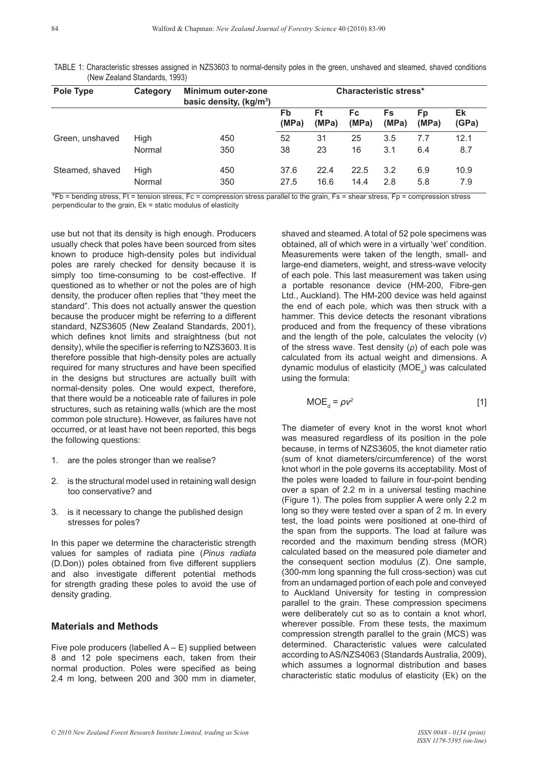TABLE 1: Characteristic stresses assigned in NZS3603 to normal-density poles in the green, unshaved and steamed, shaved conditions (New Zealand Standards, 1993)

| Pole Type | Category | Minimum outer-zone basic density, (kg/m$^3$) | Characteristic stress* | | | | | |
|---|---|---|---|---|---|---|---|---|
| | | | Fb (MPa) | Ft (MPa) | Fc (MPa) | Fs (MPa) | Fp (MPa) | Ek (GPa) |
| Green, unshaved | High | 450 | 52 | 31 | 25 | 3.5 | 7.7 | 12.1 |
| | Normal | 350 | 38 | 23 | 16 | 3.1 | 6.4 | 8.7 |
| Steamed, shaved | High | 450 | 37.6 | 22.4 | 22.5 | 3.2 | 6.9 | 10.9 |
| | Normal | 350 | 27.5 | 16.6 | 14.4 | 2.8 | 5.8 | 7.9 |

*Fb = bending stress, Ft = tension stress, Fc = compression stress parallel to the grain, Fs = shear stress, Fp = compression stress perpendicular to the grain, Ek = static modulus of elasticity

use but not that its density is high enough. Producers usually check that poles have been sourced from sites known to produce high-density poles but individual poles are rarely checked for density because it is simply too time-consuming to be cost-effective. If questioned as to whether or not the poles are of high density, the producer often replies that "they meet the standard". This does not actually answer the question because the producer might be referring to a different standard, NZS3605 (New Zealand Standards, 2001), which defines knot limits and straightness (but not density), while the specifier is referring to NZS3603. It is therefore possible that high-density poles are actually required for many structures and have been specified in the designs but structures are actually built with normal-density poles. One would expect, therefore, that there would be a noticeable rate of failures in pole structures, such as retaining walls (which are the most common pole structure). However, as failures have not occurred, or at least have not been reported, this begs the following questions:

1. are the poles stronger than we realise?
2. is the structural model used in retaining wall design too conservative? and
3. is it necessary to change the published design stresses for poles?

In this paper we determine the characteristic strength values for samples of radiata pine (*Pinus radiata* (D.Don)) poles obtained from five different suppliers and also investigate different potential methods for strength grading these poles to avoid the use of density grading.

## Materials and Methods

Five pole producers (labelled A – E) supplied between 8 and 12 pole specimens each, taken from their normal production. Poles were specified as being 2.4 m long, between 200 and 300 mm in diameter, shaved and steamed. A total of 52 pole specimens was obtained, all of which were in a virtually 'wet' condition. Measurements were taken of the length, small- and large-end diameters, weight, and stress-wave velocity of each pole. This last measurement was taken using a portable resonance device (HM-200, Fibre-gen Ltd., Auckland). The HM-200 device was held against the end of each pole, which was then struck with a hammer. This device detects the resonant vibrations produced and from the frequency of these vibrations and the length of the pole, calculates the velocity ($v$) of the stress wave. Test density ($\rho$) of each pole was calculated from its actual weight and dimensions. A dynamic modulus of elasticity ($MOE_d$) was calculated using the formula:

$$MOE_d = \rho v^2 \quad [1]$$

The diameter of every knot in the worst knot whorl was measured regardless of its position in the pole because, in terms of NZS3605, the knot diameter ratio (sum of knot diameters/circumference) of the worst knot whorl in the pole governs its acceptability. Most of the poles were loaded to failure in four-point bending over a span of 2.2 m in a universal testing machine (Figure 1). The poles from supplier A were only 2.2 m long so they were tested over a span of 2 m. In every test, the load points were positioned at one-third of the span from the supports. The load at failure was recorded and the maximum bending stress (MOR) calculated based on the measured pole diameter and the consequent section modulus (Z). One sample, (300-mm long spanning the full cross-section) was cut from an undamaged portion of each pole and conveyed to Auckland University for testing in compression parallel to the grain. These compression specimens were deliberately cut so as to contain a knot whorl, wherever possible. From these tests, the maximum compression strength parallel to the grain (MCS) was determined. Characteristic values were calculated according to AS/NZS4063 (Standards Australia, 2009), which assumes a lognormal distribution and bases characteristic static modulus of elasticity (Ek) on the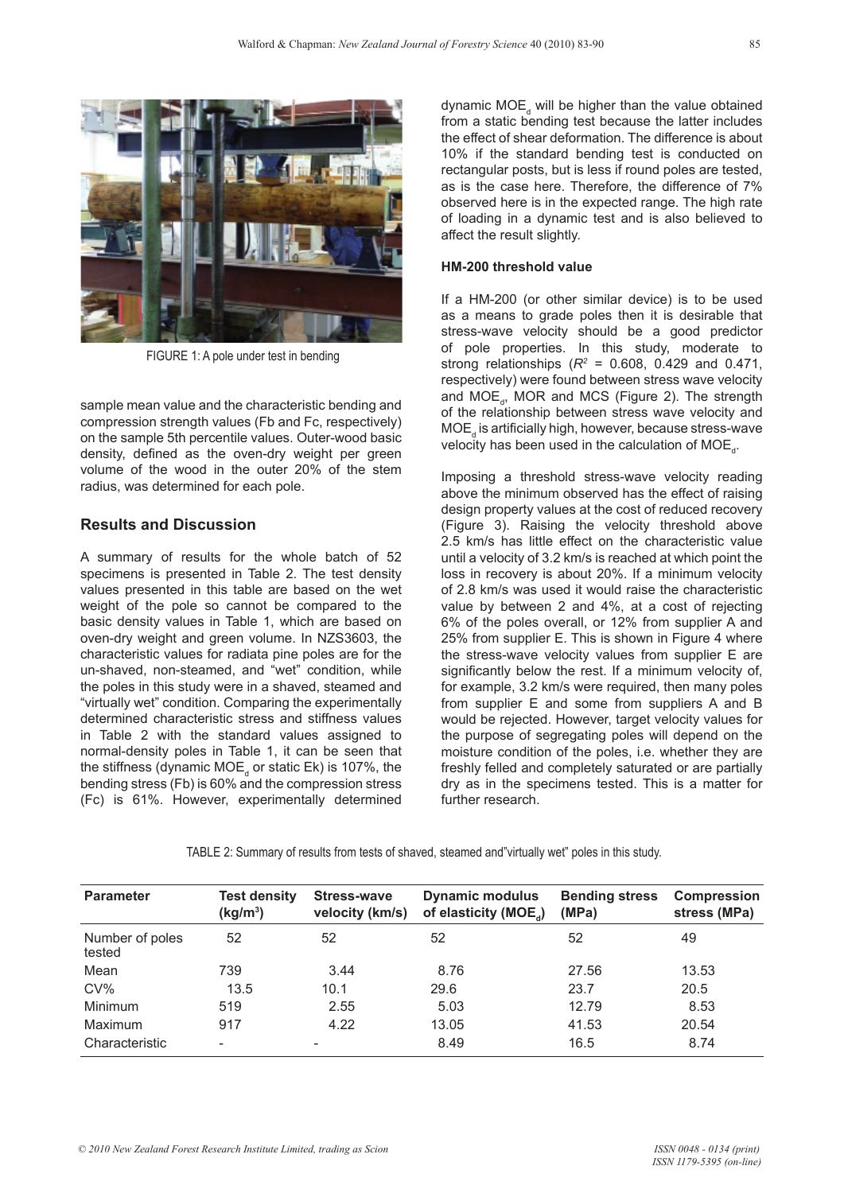FIGURE 1: A pole under test in bending

sample mean value and the characteristic bending and compression strength values (Fb and Fc, respectively) on the sample 5th percentile values. Outer-wood basic density, defined as the oven-dry weight per green volume of the wood in the outer 20% of the stem radius, was determined for each pole.

## Results and Discussion

A summary of results for the whole batch of 52 specimens is presented in Table 2. The test density values presented in this table are based on the wet weight of the pole so cannot be compared to the basic density values in Table 1, which are based on oven-dry weight and green volume. In NZS3603, the characteristic values for radiata pine poles are for the un-shaved, non-steamed, and "wet" condition, while the poles in this study were in a shaved, steamed and "virtually wet" condition. Comparing the experimentally determined characteristic stress and stiffness values in Table 2 with the standard values assigned to normal-density poles in Table 1, it can be seen that the stiffness (dynamic $MOE_d$ or static Ek) is 107%, the bending stress (Fb) is 60% and the compression stress (Fc) is 61%. However, experimentally determined dynamic $MOE_d$ will be higher than the value obtained from a static bending test because the latter includes the effect of shear deformation. The difference is about 10% if the standard bending test is conducted on rectangular posts, but is less if round poles are tested, as is the case here. Therefore, the difference of 7% observed here is in the expected range. The high rate of loading in a dynamic test and is also believed to affect the result slightly.

### HM-200 threshold value

If a HM-200 (or other similar device) is to be used as a means to grade poles then it is desirable that stress-wave velocity should be a good predictor of pole properties. In this study, moderate to strong relationships ($R^2$ = 0.608, 0.429 and 0.471, respectively) were found between stress wave velocity and $MOE_d$, MOR and MCS (Figure 2). The strength of the relationship between stress wave velocity and $MOE_d$ is artificially high, however, because stress-wave velocity has been used in the calculation of $MOE_d$.

Imposing a threshold stress-wave velocity reading above the minimum observed has the effect of raising design property values at the cost of reduced recovery (Figure 3). Raising the velocity threshold above 2.5 km/s has little effect on the characteristic value until a velocity of 3.2 km/s is reached at which point the loss in recovery is about 20%. If a minimum velocity of 2.8 km/s was used it would raise the characteristic value by between 2 and 4%, at a cost of rejecting 6% of the poles overall, or 12% from supplier A and 25% from supplier E. This is shown in Figure 4 where the stress-wave velocity values from supplier E are significantly below the rest. If a minimum velocity of, for example, 3.2 km/s were required, then many poles from supplier E and some from suppliers A and B would be rejected. However, target velocity values for the purpose of segregating poles will depend on the moisture condition of the poles, i.e. whether they are freshly felled and completely saturated or are partially dry as in the specimens tested. This is a matter for further research.

TABLE 2: Summary of results from tests of shaved, steamed and "virtually wet" poles in this study.

| Parameter | Test density ($kg/m^3$) | Stress-wave velocity (km/s) | Dynamic modulus of elasticity ($MOE_d$) | Bending stress (MPa) | Compression stress (MPa) |
|---|---|---|---|---|---|
| Number of poles tested | 52 | 52 | 52 | 52 | 49 |
| Mean | 739 | 3.44 | 8.76 | 27.56 | 13.53 |
| CV% | 13.5 | 10.1 | 29.6 | 23.7 | 20.5 |
| Minimum | 519 | 2.55 | 5.03 | 12.79 | 8.53 |
| Maximum | 917 | 4.22 | 13.05 | 41.53 | 20.54 |
| Characteristic | - | - | 8.49 | 16.5 | 8.74 |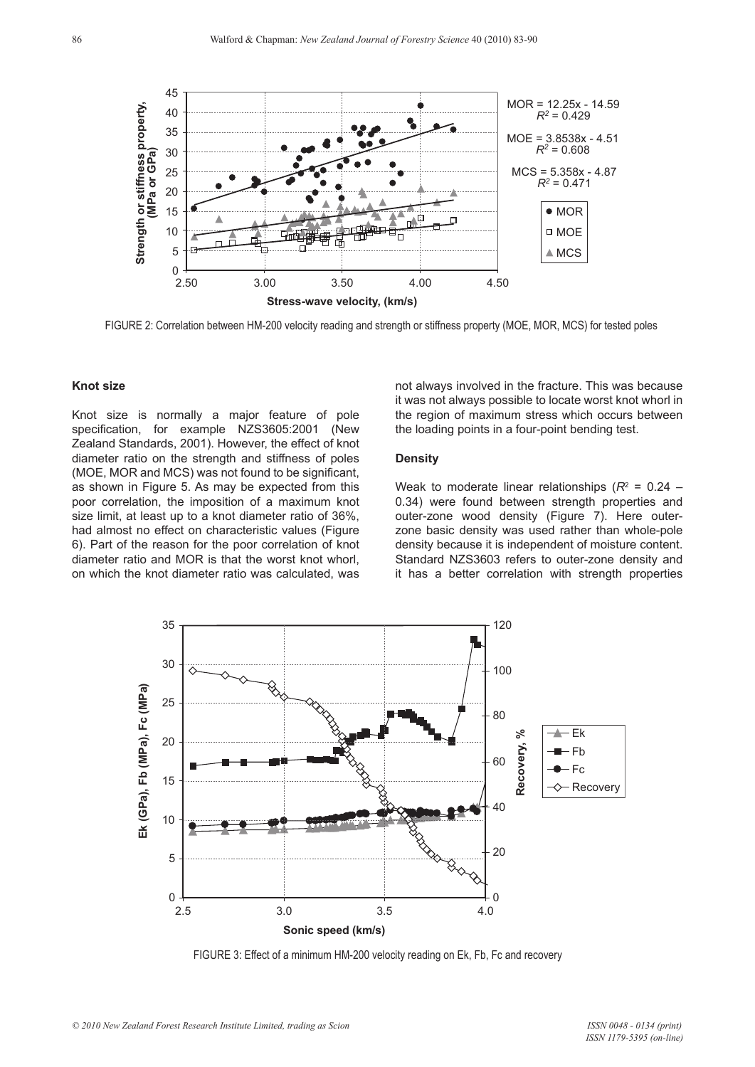FIGURE 2: Correlation between HM-200 velocity reading and strength or stiffness property (MOE, MOR, MCS) for tested poles

### Knot size

Knot size is normally a major feature of pole specification, for example NZS3605:2001 (New Zealand Standards, 2001). However, the effect of knot diameter ratio on the strength and stiffness of poles (MOE, MOR and MCS) was not found to be significant, as shown in Figure 5. As may be expected from this poor correlation, the imposition of a maximum knot size limit, at least up to a knot diameter ratio of 36%, had almost no effect on characteristic values (Figure 6). Part of the reason for the poor correlation of knot diameter ratio and MOR is that the worst knot whorl, on which the knot diameter ratio was calculated, was not always involved in the fracture. This was because it was not always possible to locate worst knot whorl in the region of maximum stress which occurs between the loading points in a four-point bending test.

### Density

Weak to moderate linear relationships ($R^2$ = 0.24 – 0.34) were found between strength properties and outer-zone wood density (Figure 7). Here outer-zone basic density was used rather than whole-pole density because it is independent of moisture content. Standard NZS3603 refers to outer-zone density and it has a better correlation with strength properties

FIGURE 3: Effect of a minimum HM-200 velocity reading on Ek, Fb, Fc and recovery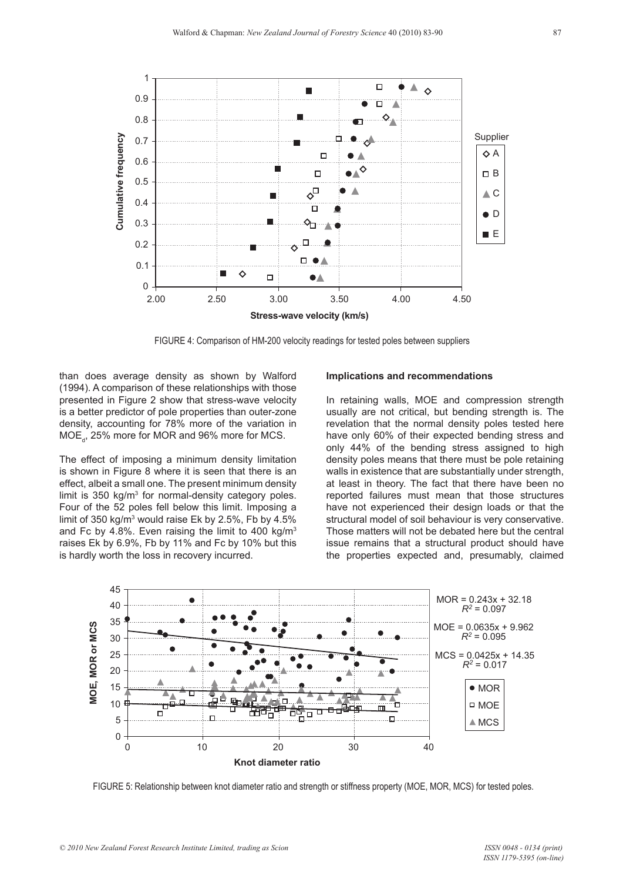FIGURE 4: Comparison of HM-200 velocity readings for tested poles between suppliers

than does average density as shown by Walford (1994). A comparison of these relationships with those presented in Figure 2 show that stress-wave velocity is a better predictor of pole properties than outer-zone density, accounting for 78% more of the variation in $MOE_d$, 25% more for MOR and 96% more for MCS.

The effect of imposing a minimum density limitation is shown in Figure 8 where it is seen that there is an effect, albeit a small one. The present minimum density limit is 350 kg/m$^3$ for normal-density category poles. Four of the 52 poles fell below this limit. Imposing a limit of 350 kg/m$^3$ would raise Ek by 2.5%, Fb by 4.5% and Fc by 4.8%. Even raising the limit to 400 kg/m$^3$ raises Ek by 6.9%, Fb by 11% and Fc by 10% but this is hardly worth the loss in recovery incurred.

### Implications and recommendations

In retaining walls, MOE and compression strength usually are not critical, but bending strength is. The revelation that the normal density poles tested here have only 60% of their expected bending stress and only 44% of the bending stress assigned to high density poles means that there must be pole retaining walls in existence that are substantially under strength, at least in theory. The fact that there have been no reported failures must mean that those structures have not experienced their design loads or that the structural model of soil behaviour is very conservative. Those matters will not be debated here but the central issue remains that a structural product should have the properties expected and, presumably, claimed

FIGURE 5: Relationship between knot diameter ratio and strength or stiffness property (MOE, MOR, MCS) for tested poles.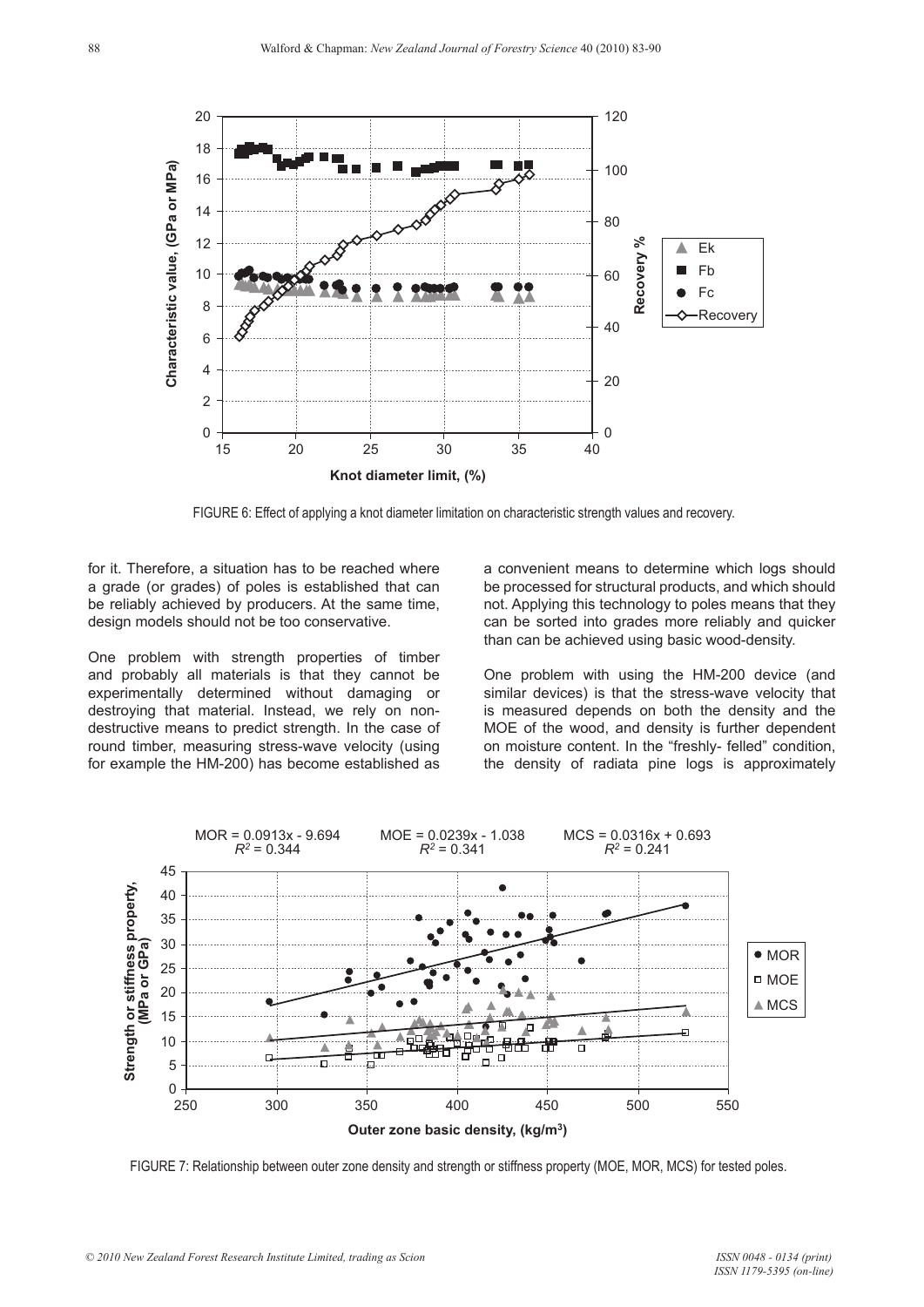FIGURE 6: Effect of applying a knot diameter limitation on characteristic strength values and recovery.

for it. Therefore, a situation has to be reached where a grade (or grades) of poles is established that can be reliably achieved by producers. At the same time, design models should not be too conservative.

One problem with strength properties of timber and probably all materials is that they cannot be experimentally determined without damaging or destroying that material. Instead, we rely on non-destructive means to predict strength. In the case of round timber, measuring stress-wave velocity (using for example the HM-200) has become established as a convenient means to determine which logs should be processed for structural products, and which should not. Applying this technology to poles means that they can be sorted into grades more reliably and quicker than can be achieved using basic wood-density.

One problem with using the HM-200 device (and similar devices) is that the stress-wave velocity that is measured depends on both the density and the MOE of the wood, and density is further dependent on moisture content. In the "freshly- felled" condition, the density of radiata pine logs is approximately

FIGURE 7: Relationship between outer zone density and strength or stiffness property (MOE, MOR, MCS) for tested poles.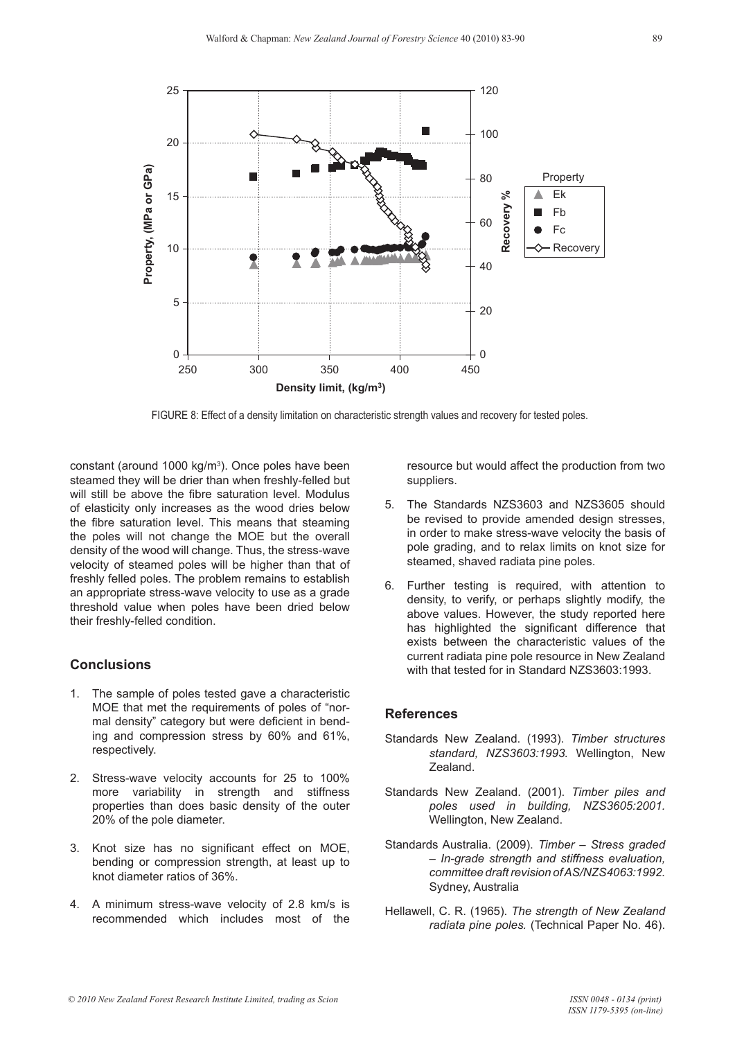FIGURE 8: Effect of a density limitation on characteristic strength values and recovery for tested poles.

constant (around 1000 kg/m³). Once poles have been steamed they will be drier than when freshly-felled but will still be above the fibre saturation level. Modulus of elasticity only increases as the wood dries below the fibre saturation level. This means that steaming the poles will not change the MOE but the overall density of the wood will change. Thus, the stress-wave velocity of steamed poles will be higher than that of freshly felled poles. The problem remains to establish an appropriate stress-wave velocity to use as a grade threshold value when poles have been dried below their freshly-felled condition.

## Conclusions

1. The sample of poles tested gave a characteristic MOE that met the requirements of poles of "normal density" category but were deficient in bending and compression stress by 60% and 61%, respectively.
2. Stress-wave velocity accounts for 25 to 100% more variability in strength and stiffness properties than does basic density of the outer 20% of the pole diameter.
3. Knot size has no significant effect on MOE, bending or compression strength, at least up to knot diameter ratios of 36%.
4. A minimum stress-wave velocity of 2.8 km/s is recommended which includes most of the resource but would affect the production from two suppliers.
5. The Standards NZS3603 and NZS3605 should be revised to provide amended design stresses, in order to make stress-wave velocity the basis of pole grading, and to relax limits on knot size for steamed, shaved radiata pine poles.
6. Further testing is required, with attention to density, to verify, or perhaps slightly modify, the above values. However, the study reported here has highlighted the significant difference that exists between the characteristic values of the current radiata pine pole resource in New Zealand with that tested for in Standard NZS3603:1993.

## References

Standards New Zealand. (1993). *Timber structures standard, NZS3603:1993.* Wellington, New Zealand.

Standards New Zealand. (2001). *Timber piles and poles used in building, NZS3605:2001.* Wellington, New Zealand.

Standards Australia. (2009). *Timber – Stress graded – In-grade strength and stiffness evaluation, committee draft revision of AS/NZS4063:1992.* Sydney, Australia

Hellawell, C. R. (1965). *The strength of New Zealand radiata pine poles.* (Technical Paper No. 46).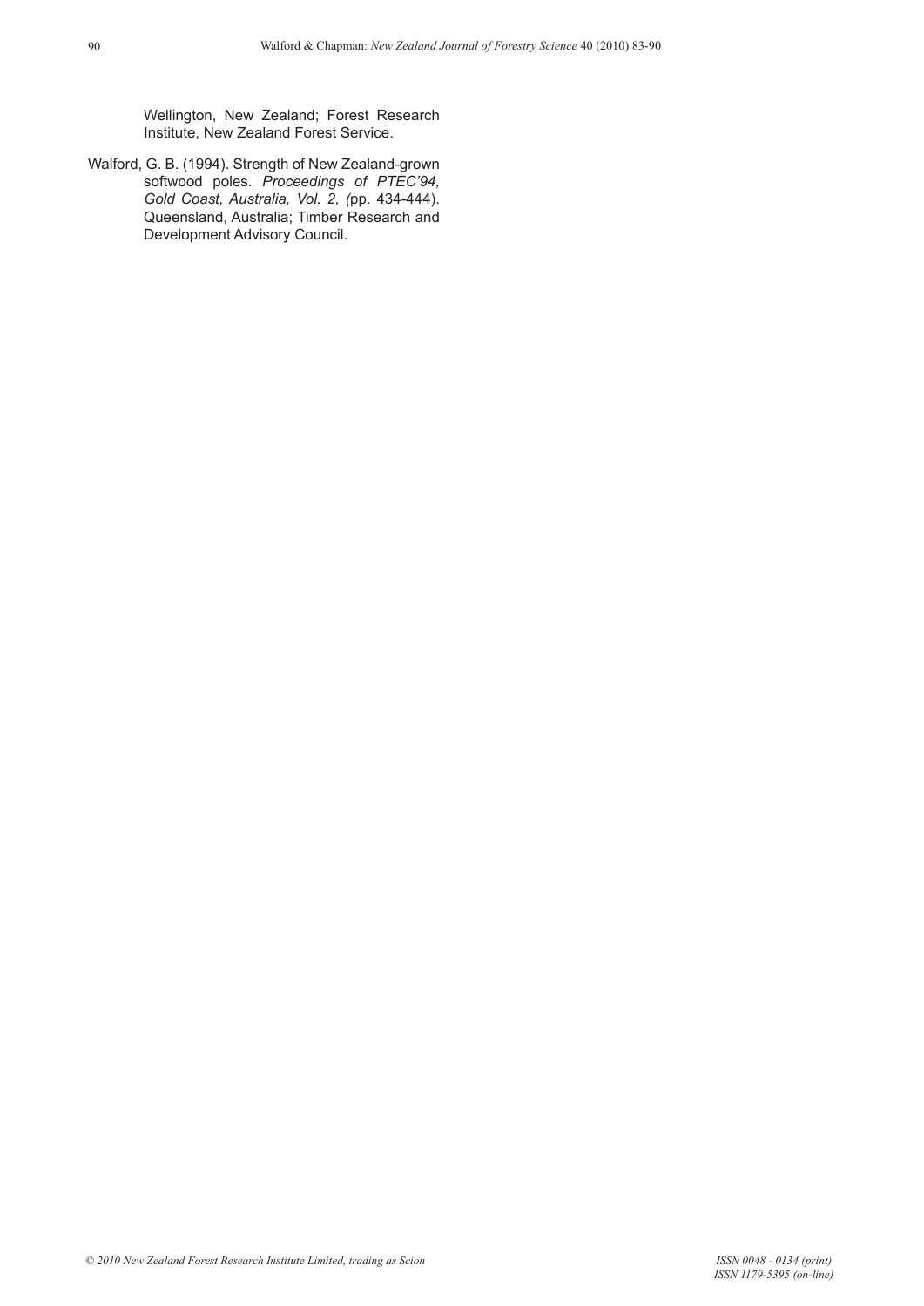Wellington, New Zealand; Forest Research Institute, New Zealand Forest Service.

Walford, G. B. (1994). Strength of New Zealand-grown softwood poles. *Proceedings of PTEC'94, Gold Coast, Australia, Vol. 2, (*pp. 434-444). Queensland, Australia; Timber Research and Development Advisory Council.